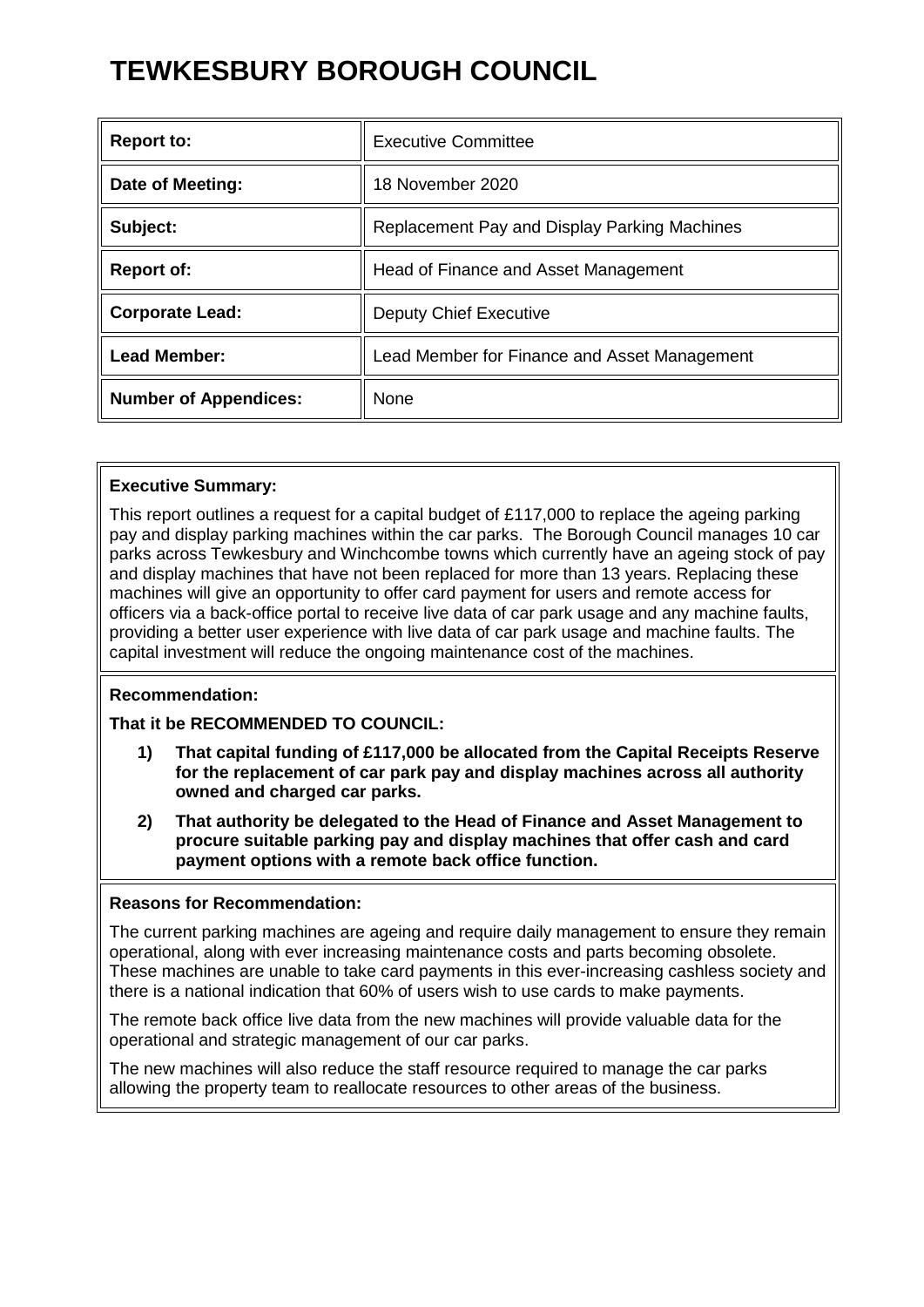# TEWKESBURY BOROUGH COUNCIL

| **Report to:** | Executive Committee |
|---|---|
| **Date of Meeting:** | 18 November 2020 |
| **Subject:** | Replacement Pay and Display Parking Machines |
| **Report of:** | Head of Finance and Asset Management |
| **Corporate Lead:** | Deputy Chief Executive |
| **Lead Member:** | Lead Member for Finance and Asset Management |
| **Number of Appendices:** | None |

**Executive Summary:**

This report outlines a request for a capital budget of £117,000 to replace the ageing parking pay and display parking machines within the car parks. The Borough Council manages 10 car parks across Tewkesbury and Winchcombe towns which currently have an ageing stock of pay and display machines that have not been replaced for more than 13 years. Replacing these machines will give an opportunity to offer card payment for users and remote access for officers via a back-office portal to receive live data of car park usage and any machine faults, providing a better user experience with live data of car park usage and machine faults. The capital investment will reduce the ongoing maintenance cost of the machines.

**Recommendation:**

**That it be RECOMMENDED TO COUNCIL:**

1) **That capital funding of £117,000 be allocated from the Capital Receipts Reserve for the replacement of car park pay and display machines across all authority owned and charged car parks.**

2) **That authority be delegated to the Head of Finance and Asset Management to procure suitable parking pay and display machines that offer cash and card payment options with a remote back office function.**

**Reasons for Recommendation:**

The current parking machines are ageing and require daily management to ensure they remain operational, along with ever increasing maintenance costs and parts becoming obsolete. These machines are unable to take card payments in this ever-increasing cashless society and there is a national indication that 60% of users wish to use cards to make payments.

The remote back office live data from the new machines will provide valuable data for the operational and strategic management of our car parks.

The new machines will also reduce the staff resource required to manage the car parks allowing the property team to reallocate resources to other areas of the business.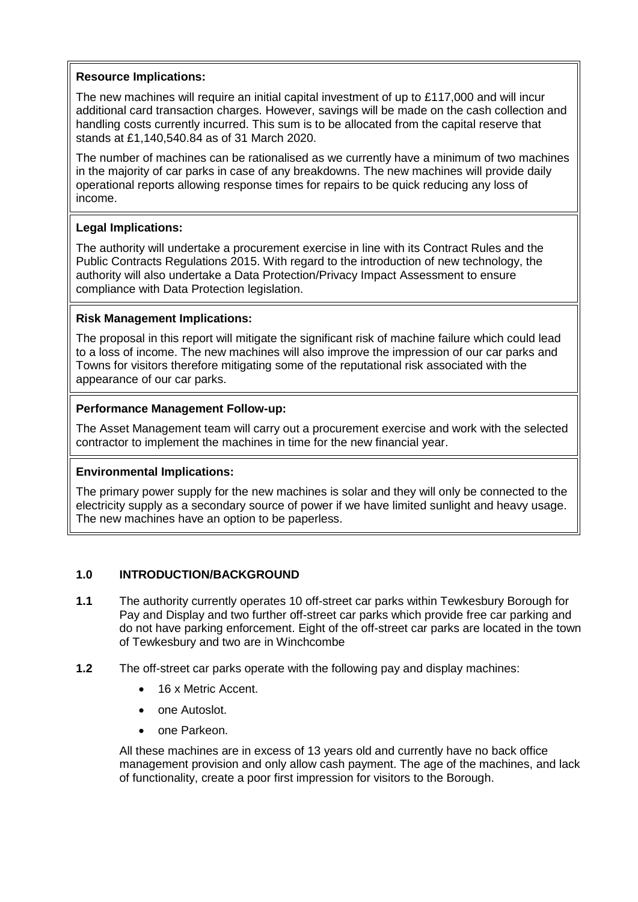**Resource Implications:**

The new machines will require an initial capital investment of up to £117,000 and will incur additional card transaction charges. However, savings will be made on the cash collection and handling costs currently incurred. This sum is to be allocated from the capital reserve that stands at £1,140,540.84 as of 31 March 2020.

The number of machines can be rationalised as we currently have a minimum of two machines in the majority of car parks in case of any breakdowns. The new machines will provide daily operational reports allowing response times for repairs to be quick reducing any loss of income.

**Legal Implications:**

The authority will undertake a procurement exercise in line with its Contract Rules and the Public Contracts Regulations 2015. With regard to the introduction of new technology, the authority will also undertake a Data Protection/Privacy Impact Assessment to ensure compliance with Data Protection legislation.

**Risk Management Implications:**

The proposal in this report will mitigate the significant risk of machine failure which could lead to a loss of income. The new machines will also improve the impression of our car parks and Towns for visitors therefore mitigating some of the reputational risk associated with the appearance of our car parks.

**Performance Management Follow-up:**

The Asset Management team will carry out a procurement exercise and work with the selected contractor to implement the machines in time for the new financial year.

**Environmental Implications:**

The primary power supply for the new machines is solar and they will only be connected to the electricity supply as a secondary source of power if we have limited sunlight and heavy usage. The new machines have an option to be paperless.

## 1.0 INTRODUCTION/BACKGROUND

**1.1** The authority currently operates 10 off-street car parks within Tewkesbury Borough for Pay and Display and two further off-street car parks which provide free car parking and do not have parking enforcement. Eight of the off-street car parks are located in the town of Tewkesbury and two are in Winchcombe

**1.2** The off-street car parks operate with the following pay and display machines:

- 16 x Metric Accent.
- one Autoslot.
- one Parkeon.

All these machines are in excess of 13 years old and currently have no back office management provision and only allow cash payment. The age of the machines, and lack of functionality, create a poor first impression for visitors to the Borough.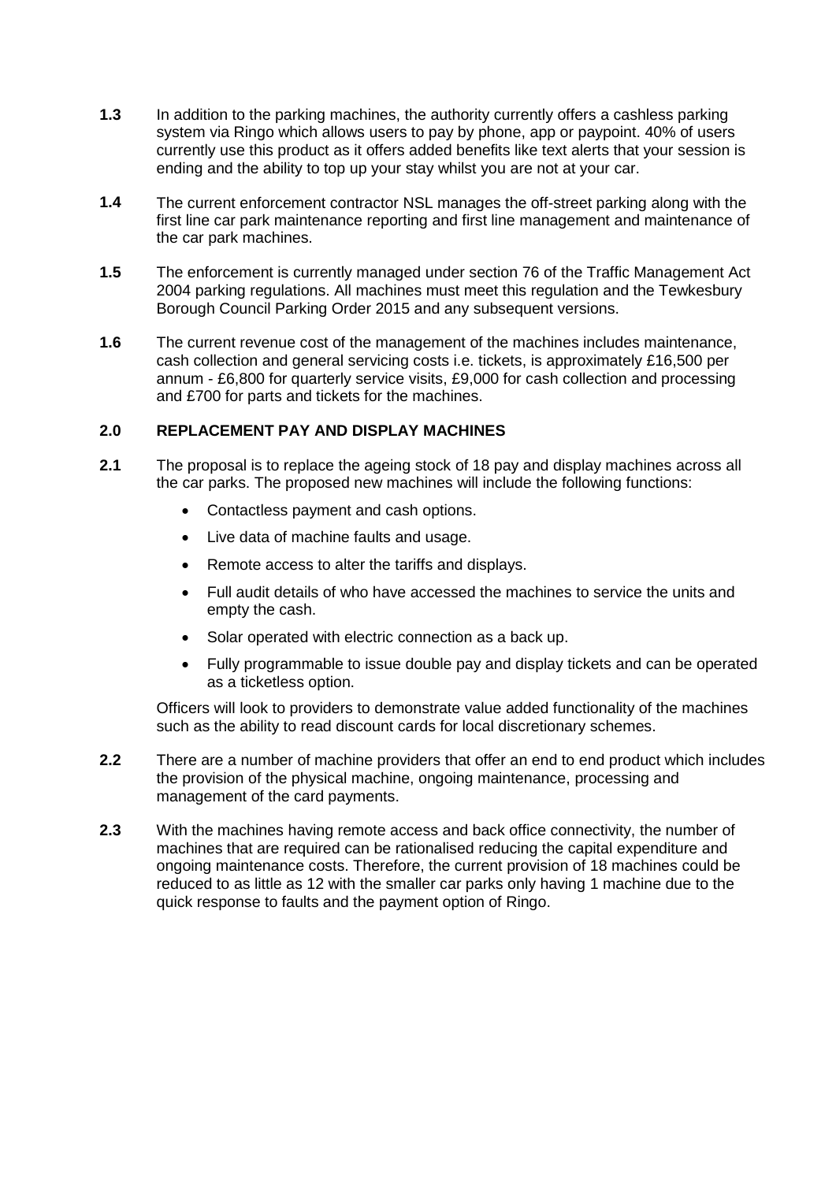**1.3** In addition to the parking machines, the authority currently offers a cashless parking system via Ringo which allows users to pay by phone, app or paypoint. 40% of users currently use this product as it offers added benefits like text alerts that your session is ending and the ability to top up your stay whilst you are not at your car.

**1.4** The current enforcement contractor NSL manages the off-street parking along with the first line car park maintenance reporting and first line management and maintenance of the car park machines.

**1.5** The enforcement is currently managed under section 76 of the Traffic Management Act 2004 parking regulations. All machines must meet this regulation and the Tewkesbury Borough Council Parking Order 2015 and any subsequent versions.

**1.6** The current revenue cost of the management of the machines includes maintenance, cash collection and general servicing costs i.e. tickets, is approximately £16,500 per annum - £6,800 for quarterly service visits, £9,000 for cash collection and processing and £700 for parts and tickets for the machines.

## 2.0 REPLACEMENT PAY AND DISPLAY MACHINES

**2.1** The proposal is to replace the ageing stock of 18 pay and display machines across all the car parks. The proposed new machines will include the following functions:

- Contactless payment and cash options.
- Live data of machine faults and usage.
- Remote access to alter the tariffs and displays.
- Full audit details of who have accessed the machines to service the units and empty the cash.
- Solar operated with electric connection as a back up.
- Fully programmable to issue double pay and display tickets and can be operated as a ticketless option.

Officers will look to providers to demonstrate value added functionality of the machines such as the ability to read discount cards for local discretionary schemes.

**2.2** There are a number of machine providers that offer an end to end product which includes the provision of the physical machine, ongoing maintenance, processing and management of the card payments.

**2.3** With the machines having remote access and back office connectivity, the number of machines that are required can be rationalised reducing the capital expenditure and ongoing maintenance costs. Therefore, the current provision of 18 machines could be reduced to as little as 12 with the smaller car parks only having 1 machine due to the quick response to faults and the payment option of Ringo.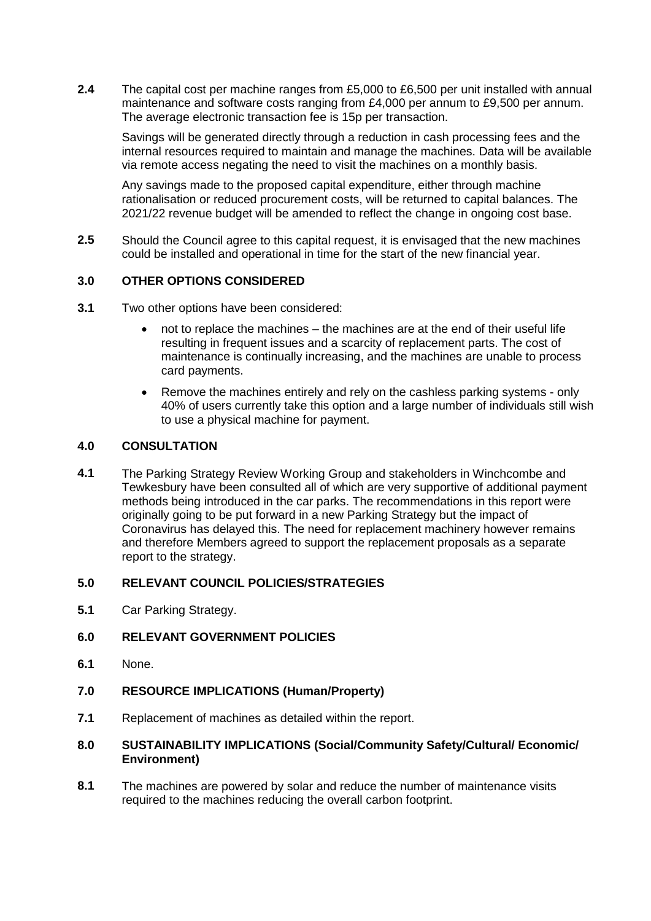**2.4** The capital cost per machine ranges from £5,000 to £6,500 per unit installed with annual maintenance and software costs ranging from £4,000 per annum to £9,500 per annum. The average electronic transaction fee is 15p per transaction.

Savings will be generated directly through a reduction in cash processing fees and the internal resources required to maintain and manage the machines. Data will be available via remote access negating the need to visit the machines on a monthly basis.

Any savings made to the proposed capital expenditure, either through machine rationalisation or reduced procurement costs, will be returned to capital balances. The 2021/22 revenue budget will be amended to reflect the change in ongoing cost base.

**2.5** Should the Council agree to this capital request, it is envisaged that the new machines could be installed and operational in time for the start of the new financial year.

## 3.0 OTHER OPTIONS CONSIDERED

**3.1** Two other options have been considered:

- not to replace the machines – the machines are at the end of their useful life resulting in frequent issues and a scarcity of replacement parts. The cost of maintenance is continually increasing, and the machines are unable to process card payments.
- Remove the machines entirely and rely on the cashless parking systems - only 40% of users currently take this option and a large number of individuals still wish to use a physical machine for payment.

## 4.0 CONSULTATION

**4.1** The Parking Strategy Review Working Group and stakeholders in Winchcombe and Tewkesbury have been consulted all of which are very supportive of additional payment methods being introduced in the car parks. The recommendations in this report were originally going to be put forward in a new Parking Strategy but the impact of Coronavirus has delayed this. The need for replacement machinery however remains and therefore Members agreed to support the replacement proposals as a separate report to the strategy.

## 5.0 RELEVANT COUNCIL POLICIES/STRATEGIES

**5.1** Car Parking Strategy.

## 6.0 RELEVANT GOVERNMENT POLICIES

**6.1** None.

## 7.0 RESOURCE IMPLICATIONS (Human/Property)

**7.1** Replacement of machines as detailed within the report.

## 8.0 SUSTAINABILITY IMPLICATIONS (Social/Community Safety/Cultural/ Economic/ Environment)

**8.1** The machines are powered by solar and reduce the number of maintenance visits required to the machines reducing the overall carbon footprint.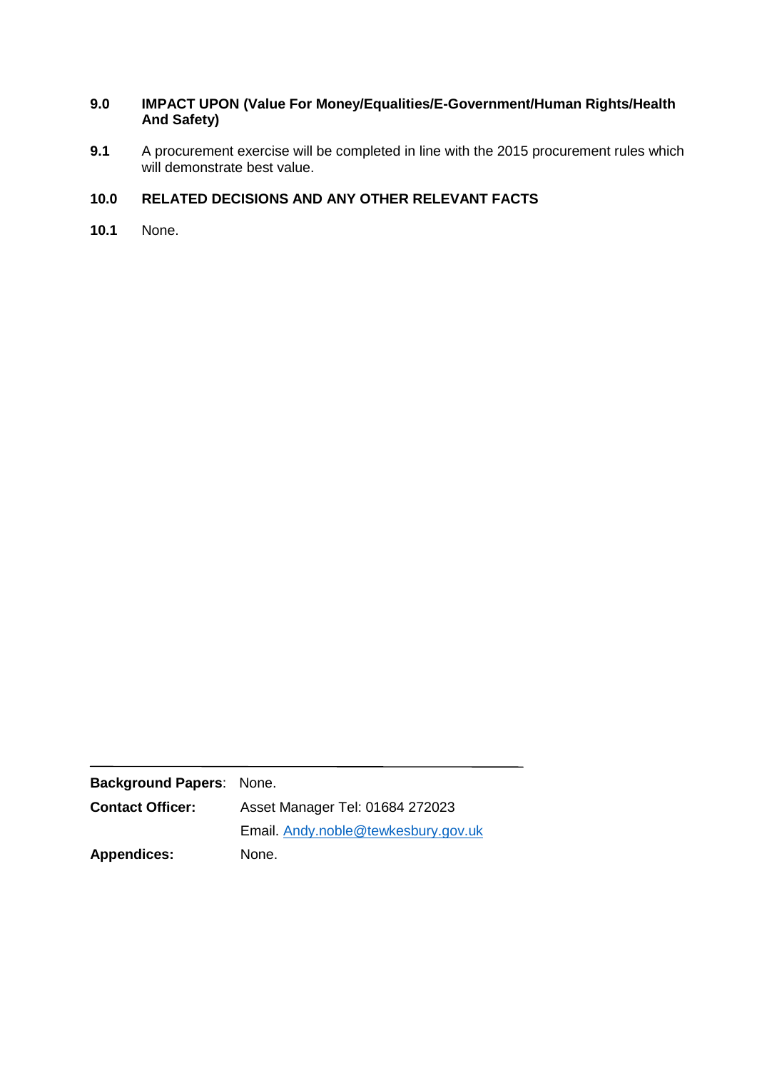**9.0 IMPACT UPON (Value For Money/Equalities/E-Government/Human Rights/Health And Safety)**

**9.1** A procurement exercise will be completed in line with the 2015 procurement rules which will demonstrate best value.

**10.0 RELATED DECISIONS AND ANY OTHER RELEVANT FACTS**

**10.1** None.

---

| | |
|---|---|
| **Background Papers**: | None. |
| **Contact Officer:** | Asset Manager Tel: 01684 272023 |
| | Email. Andy.noble@tewkesbury.gov.uk |
| **Appendices:** | None. |